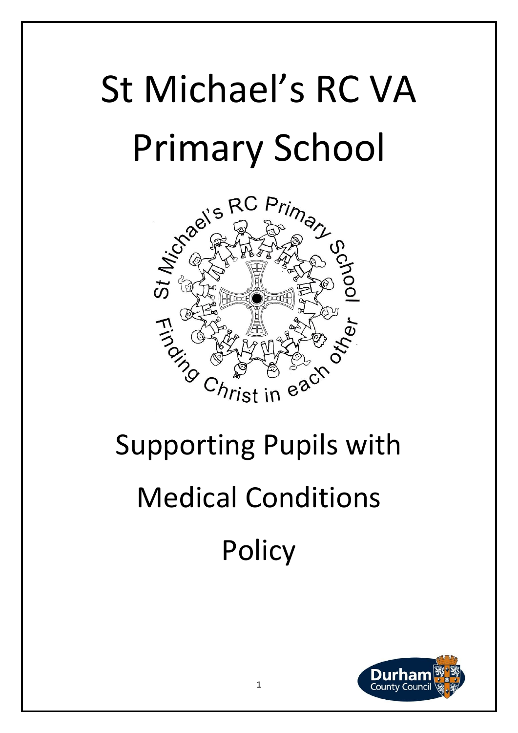# St Michael's RC VA Primary School

# Supporting Pupils with Medical Conditions Policy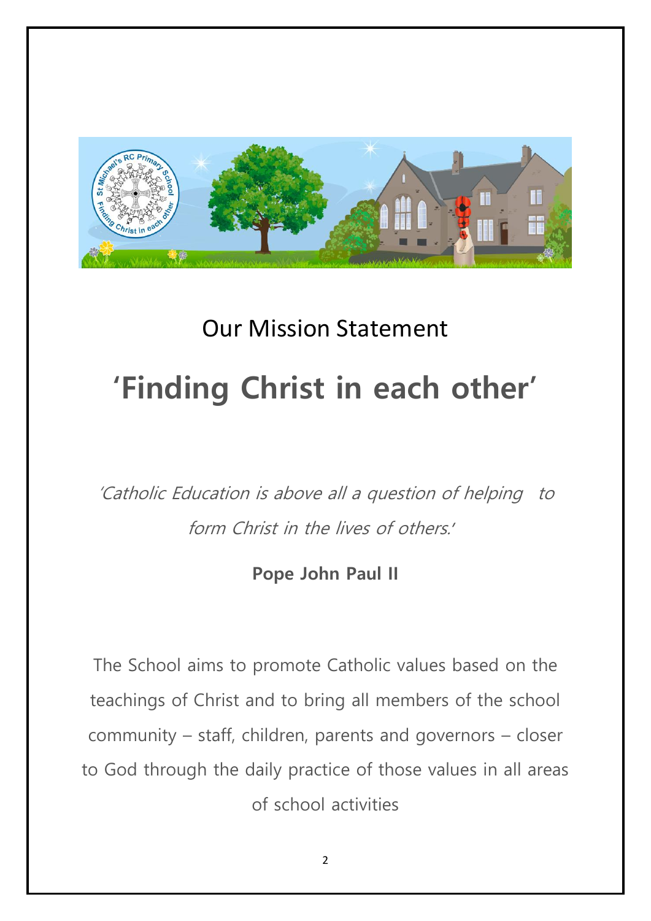## Our Mission Statement

# 'Finding Christ in each other'

*'Catholic Education is above all a question of helping to form Christ in the lives of others.'*

**Pope John Paul II**

The School aims to promote Catholic values based on the teachings of Christ and to bring all members of the school community – staff, children, parents and governors – closer to God through the daily practice of those values in all areas of school activities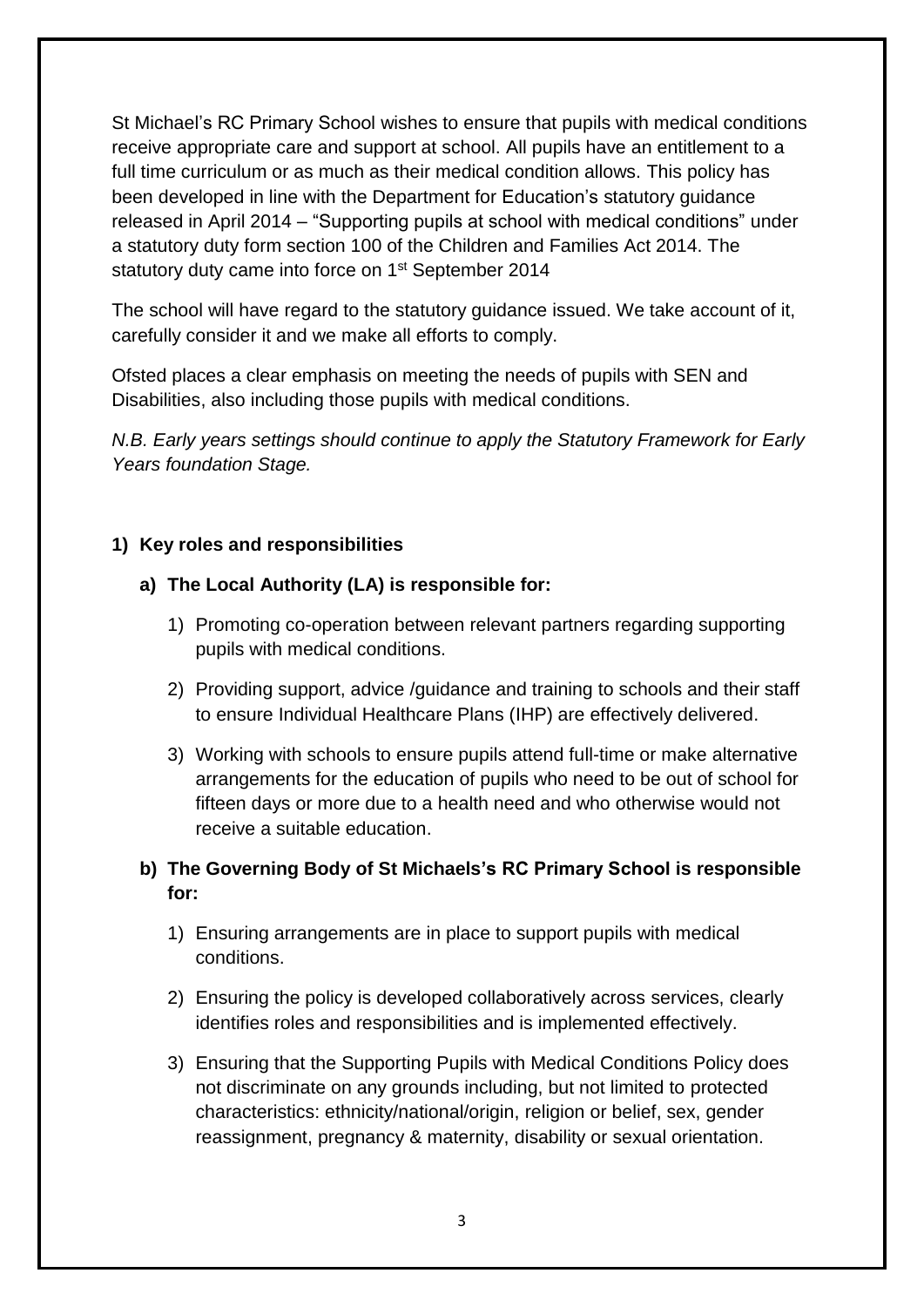St Michael's RC Primary School wishes to ensure that pupils with medical conditions receive appropriate care and support at school. All pupils have an entitlement to a full time curriculum or as much as their medical condition allows. This policy has been developed in line with the Department for Education's statutory guidance released in April 2014 – "Supporting pupils at school with medical conditions" under a statutory duty form section 100 of the Children and Families Act 2014. The statutory duty came into force on 1st September 2014

The school will have regard to the statutory guidance issued. We take account of it, carefully consider it and we make all efforts to comply.

Ofsted places a clear emphasis on meeting the needs of pupils with SEN and Disabilities, also including those pupils with medical conditions.

*N.B. Early years settings should continue to apply the Statutory Framework for Early Years foundation Stage.*

## 1) Key roles and responsibilities

### a) The Local Authority (LA) is responsible for:

1) Promoting co-operation between relevant partners regarding supporting pupils with medical conditions.
2) Providing support, advice /guidance and training to schools and their staff to ensure Individual Healthcare Plans (IHP) are effectively delivered.
3) Working with schools to ensure pupils attend full-time or make alternative arrangements for the education of pupils who need to be out of school for fifteen days or more due to a health need and who otherwise would not receive a suitable education.

### b) The Governing Body of St Michaels's RC Primary School is responsible for:

1) Ensuring arrangements are in place to support pupils with medical conditions.
2) Ensuring the policy is developed collaboratively across services, clearly identifies roles and responsibilities and is implemented effectively.
3) Ensuring that the Supporting Pupils with Medical Conditions Policy does not discriminate on any grounds including, but not limited to protected characteristics: ethnicity/national/origin, religion or belief, sex, gender reassignment, pregnancy & maternity, disability or sexual orientation.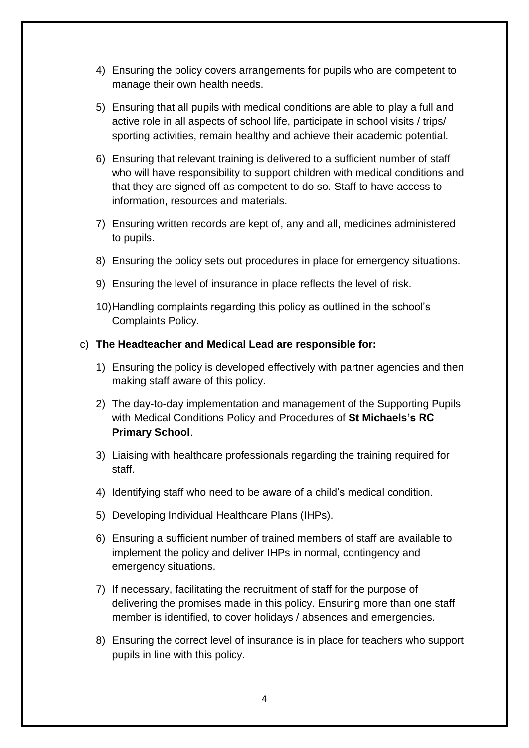4) Ensuring the policy covers arrangements for pupils who are competent to manage their own health needs.

5) Ensuring that all pupils with medical conditions are able to play a full and active role in all aspects of school life, participate in school visits / trips/ sporting activities, remain healthy and achieve their academic potential.

6) Ensuring that relevant training is delivered to a sufficient number of staff who will have responsibility to support children with medical conditions and that they are signed off as competent to do so. Staff to have access to information, resources and materials.

7) Ensuring written records are kept of, any and all, medicines administered to pupils.

8) Ensuring the policy sets out procedures in place for emergency situations.

9) Ensuring the level of insurance in place reflects the level of risk.

10) Handling complaints regarding this policy as outlined in the school's Complaints Policy.

c) **The Headteacher and Medical Lead are responsible for:**

1) Ensuring the policy is developed effectively with partner agencies and then making staff aware of this policy.

2) The day-to-day implementation and management of the Supporting Pupils with Medical Conditions Policy and Procedures of **St Michaels's RC Primary School**.

3) Liaising with healthcare professionals regarding the training required for staff.

4) Identifying staff who need to be aware of a child's medical condition.

5) Developing Individual Healthcare Plans (IHPs).

6) Ensuring a sufficient number of trained members of staff are available to implement the policy and deliver IHPs in normal, contingency and emergency situations.

7) If necessary, facilitating the recruitment of staff for the purpose of delivering the promises made in this policy. Ensuring more than one staff member is identified, to cover holidays / absences and emergencies.

8) Ensuring the correct level of insurance is in place for teachers who support pupils in line with this policy.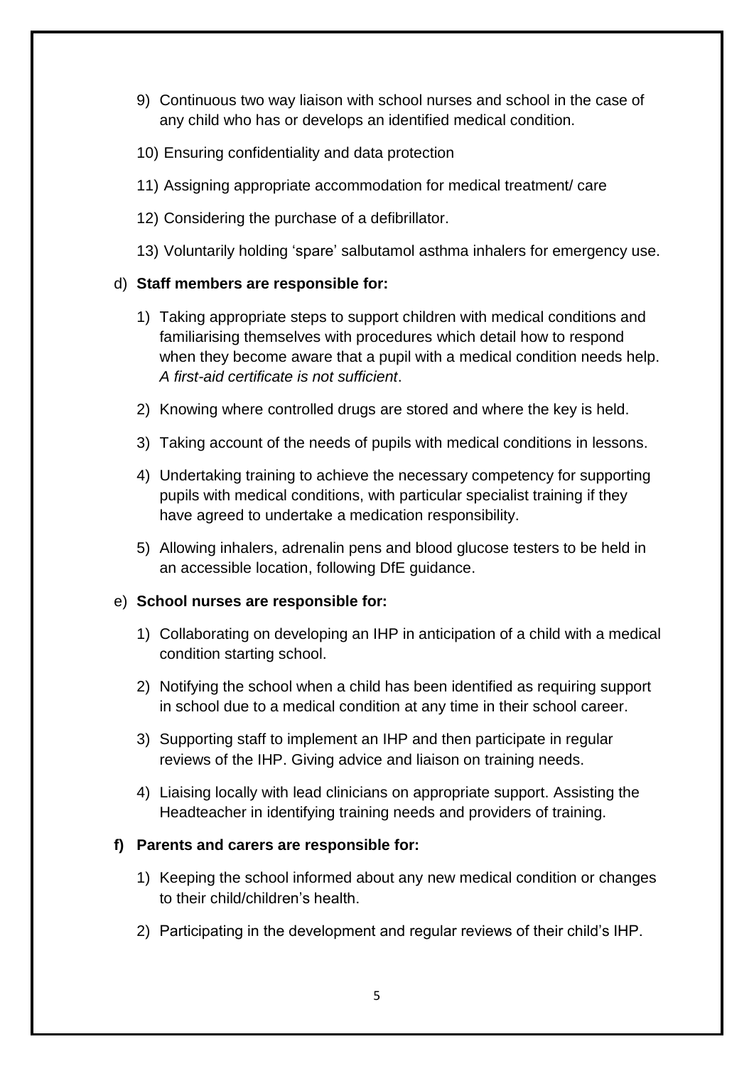9) Continuous two way liaison with school nurses and school in the case of any child who has or develops an identified medical condition.

10) Ensuring confidentiality and data protection

11) Assigning appropriate accommodation for medical treatment/ care

12) Considering the purchase of a defibrillator.

13) Voluntarily holding 'spare' salbutamol asthma inhalers for emergency use.

d) **Staff members are responsible for:**

1) Taking appropriate steps to support children with medical conditions and familiarising themselves with procedures which detail how to respond when they become aware that a pupil with a medical condition needs help. *A first-aid certificate is not sufficient*.

2) Knowing where controlled drugs are stored and where the key is held.

3) Taking account of the needs of pupils with medical conditions in lessons.

4) Undertaking training to achieve the necessary competency for supporting pupils with medical conditions, with particular specialist training if they have agreed to undertake a medication responsibility.

5) Allowing inhalers, adrenalin pens and blood glucose testers to be held in an accessible location, following DfE guidance.

e) **School nurses are responsible for:**

1) Collaborating on developing an IHP in anticipation of a child with a medical condition starting school.

2) Notifying the school when a child has been identified as requiring support in school due to a medical condition at any time in their school career.

3) Supporting staff to implement an IHP and then participate in regular reviews of the IHP. Giving advice and liaison on training needs.

4) Liaising locally with lead clinicians on appropriate support. Assisting the Headteacher in identifying training needs and providers of training.

**f) Parents and carers are responsible for:**

1) Keeping the school informed about any new medical condition or changes to their child/children's health.

2) Participating in the development and regular reviews of their child's IHP.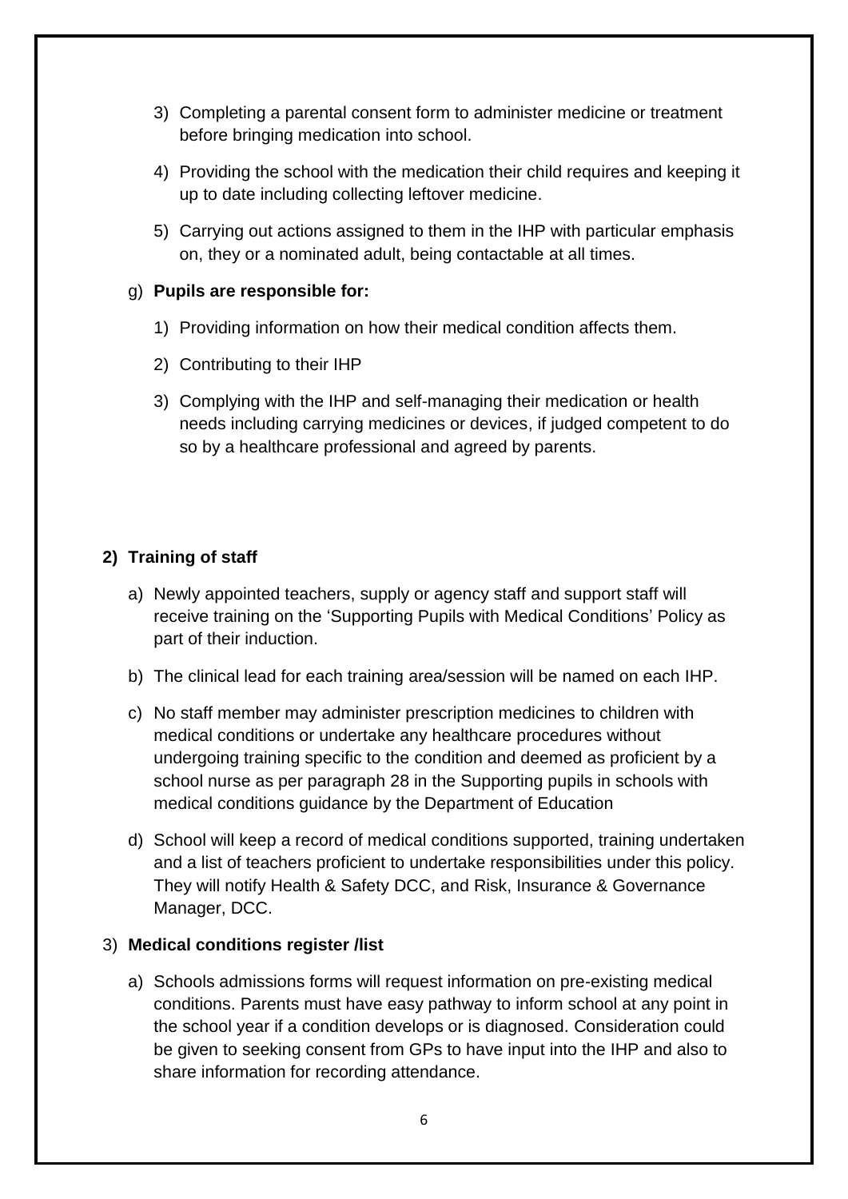3) Completing a parental consent form to administer medicine or treatment before bringing medication into school.

4) Providing the school with the medication their child requires and keeping it up to date including collecting leftover medicine.

5) Carrying out actions assigned to them in the IHP with particular emphasis on, they or a nominated adult, being contactable at all times.

g) **Pupils are responsible for:**

1) Providing information on how their medical condition affects them.

2) Contributing to their IHP

3) Complying with the IHP and self-managing their medication or health needs including carrying medicines or devices, if judged competent to do so by a healthcare professional and agreed by parents.

## 2) Training of staff

a) Newly appointed teachers, supply or agency staff and support staff will receive training on the 'Supporting Pupils with Medical Conditions' Policy as part of their induction.

b) The clinical lead for each training area/session will be named on each IHP.

c) No staff member may administer prescription medicines to children with medical conditions or undertake any healthcare procedures without undergoing training specific to the condition and deemed as proficient by a school nurse as per paragraph 28 in the Supporting pupils in schools with medical conditions guidance by the Department of Education

d) School will keep a record of medical conditions supported, training undertaken and a list of teachers proficient to undertake responsibilities under this policy. They will notify Health & Safety DCC, and Risk, Insurance & Governance Manager, DCC.

## 3) Medical conditions register /list

a) Schools admissions forms will request information on pre-existing medical conditions. Parents must have easy pathway to inform school at any point in the school year if a condition develops or is diagnosed. Consideration could be given to seeking consent from GPs to have input into the IHP and also to share information for recording attendance.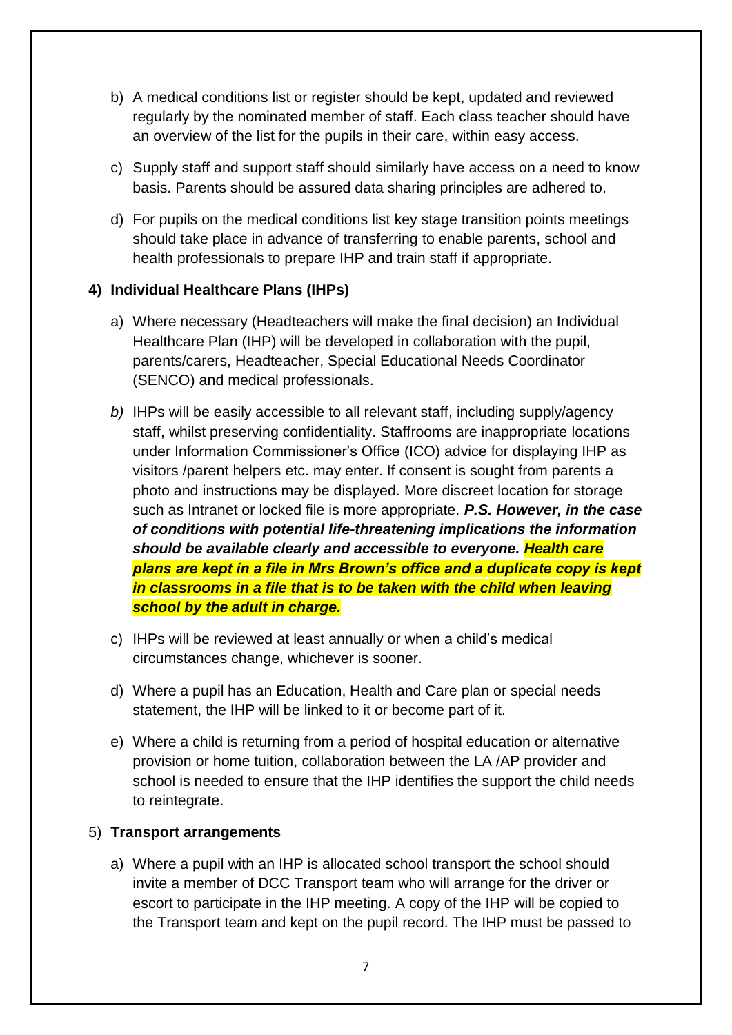b) A medical conditions list or register should be kept, updated and reviewed regularly by the nominated member of staff. Each class teacher should have an overview of the list for the pupils in their care, within easy access.

c) Supply staff and support staff should similarly have access on a need to know basis. Parents should be assured data sharing principles are adhered to.

d) For pupils on the medical conditions list key stage transition points meetings should take place in advance of transferring to enable parents, school and health professionals to prepare IHP and train staff if appropriate.

**4) Individual Healthcare Plans (IHPs)**

a) Where necessary (Headteachers will make the final decision) an Individual Healthcare Plan (IHP) will be developed in collaboration with the pupil, parents/carers, Headteacher, Special Educational Needs Coordinator (SENCO) and medical professionals.

*b)* IHPs will be easily accessible to all relevant staff, including supply/agency staff, whilst preserving confidentiality. Staffrooms are inappropriate locations under Information Commissioner's Office (ICO) advice for displaying IHP as visitors /parent helpers etc. may enter. If consent is sought from parents a photo and instructions may be displayed. More discreet location for storage such as Intranet or locked file is more appropriate. ***P.S. However, in the case of conditions with potential life-threatening implications the information should be available clearly and accessible to everyone. Health care plans are kept in a file in Mrs Brown's office and a duplicate copy is kept in classrooms in a file that is to be taken with the child when leaving school by the adult in charge.***

c) IHPs will be reviewed at least annually or when a child's medical circumstances change, whichever is sooner.

d) Where a pupil has an Education, Health and Care plan or special needs statement, the IHP will be linked to it or become part of it.

e) Where a child is returning from a period of hospital education or alternative provision or home tuition, collaboration between the LA /AP provider and school is needed to ensure that the IHP identifies the support the child needs to reintegrate.

5) **Transport arrangements**

a) Where a pupil with an IHP is allocated school transport the school should invite a member of DCC Transport team who will arrange for the driver or escort to participate in the IHP meeting. A copy of the IHP will be copied to the Transport team and kept on the pupil record. The IHP must be passed to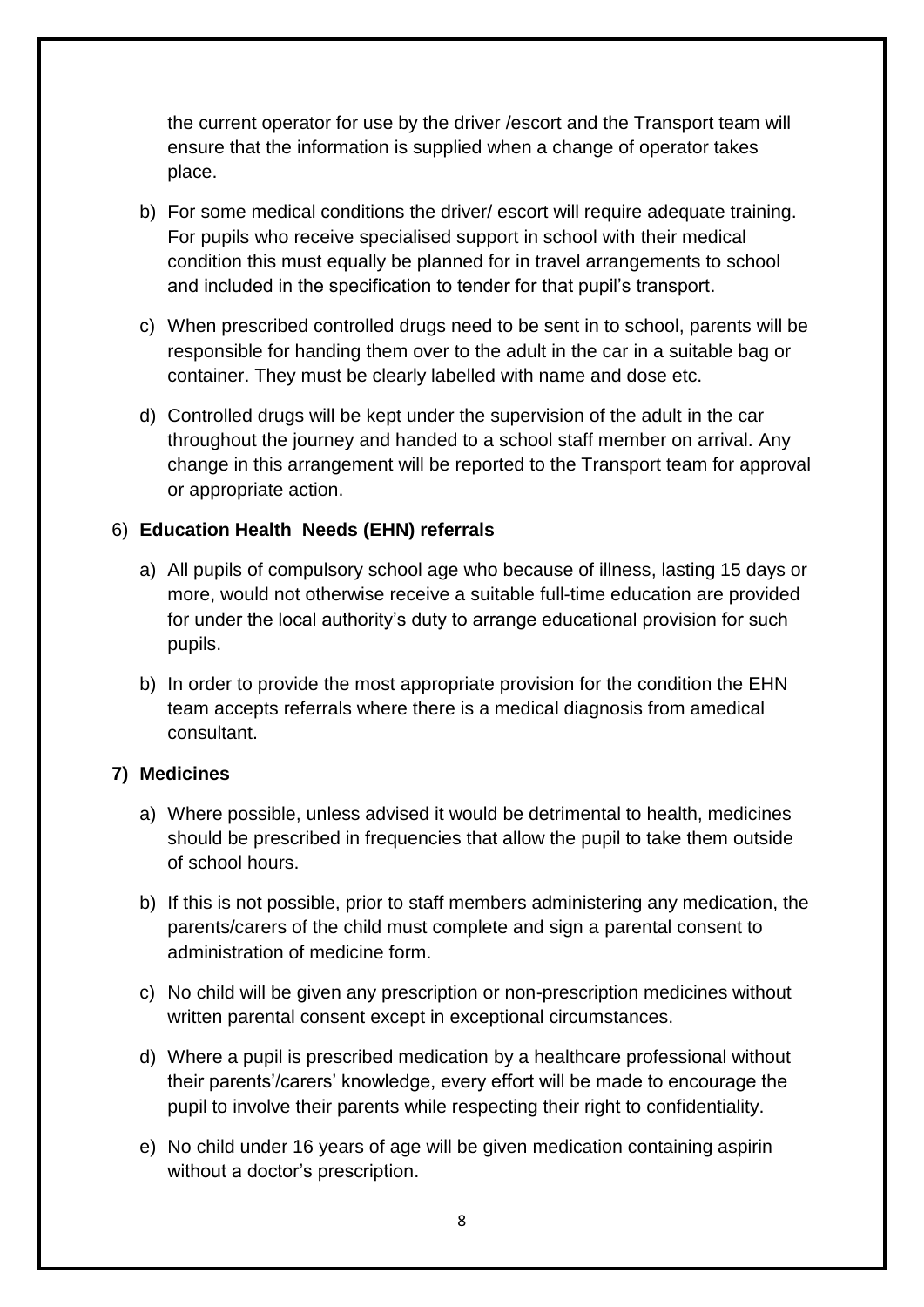the current operator for use by the driver /escort and the Transport team will ensure that the information is supplied when a change of operator takes place.

b) For some medical conditions the driver/ escort will require adequate training. For pupils who receive specialised support in school with their medical condition this must equally be planned for in travel arrangements to school and included in the specification to tender for that pupil's transport.

c) When prescribed controlled drugs need to be sent in to school, parents will be responsible for handing them over to the adult in the car in a suitable bag or container. They must be clearly labelled with name and dose etc.

d) Controlled drugs will be kept under the supervision of the adult in the car throughout the journey and handed to a school staff member on arrival. Any change in this arrangement will be reported to the Transport team for approval or appropriate action.

6) **Education Health Needs (EHN) referrals**

a) All pupils of compulsory school age who because of illness, lasting 15 days or more, would not otherwise receive a suitable full-time education are provided for under the local authority's duty to arrange educational provision for such pupils.

b) In order to provide the most appropriate provision for the condition the EHN team accepts referrals where there is a medical diagnosis from amedical consultant.

**7) Medicines**

a) Where possible, unless advised it would be detrimental to health, medicines should be prescribed in frequencies that allow the pupil to take them outside of school hours.

b) If this is not possible, prior to staff members administering any medication, the parents/carers of the child must complete and sign a parental consent to administration of medicine form.

c) No child will be given any prescription or non-prescription medicines without written parental consent except in exceptional circumstances.

d) Where a pupil is prescribed medication by a healthcare professional without their parents'/carers' knowledge, every effort will be made to encourage the pupil to involve their parents while respecting their right to confidentiality.

e) No child under 16 years of age will be given medication containing aspirin without a doctor's prescription.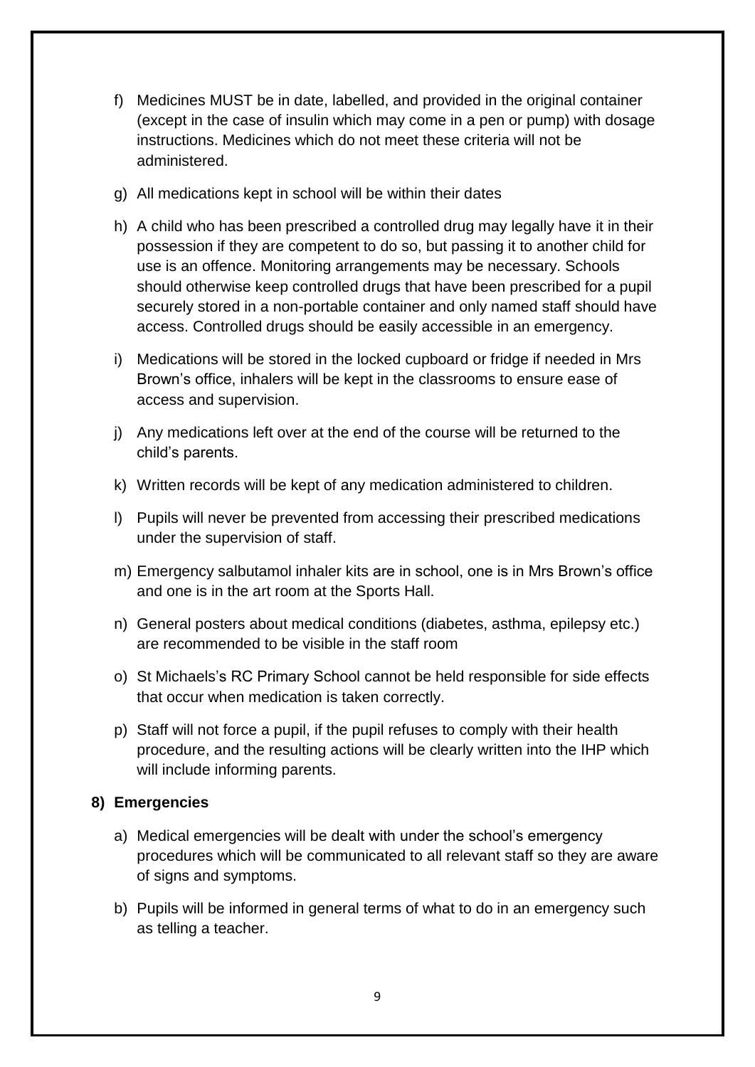f) Medicines MUST be in date, labelled, and provided in the original container (except in the case of insulin which may come in a pen or pump) with dosage instructions. Medicines which do not meet these criteria will not be administered.

g) All medications kept in school will be within their dates

h) A child who has been prescribed a controlled drug may legally have it in their possession if they are competent to do so, but passing it to another child for use is an offence. Monitoring arrangements may be necessary. Schools should otherwise keep controlled drugs that have been prescribed for a pupil securely stored in a non-portable container and only named staff should have access. Controlled drugs should be easily accessible in an emergency.

i) Medications will be stored in the locked cupboard or fridge if needed in Mrs Brown's office, inhalers will be kept in the classrooms to ensure ease of access and supervision.

j) Any medications left over at the end of the course will be returned to the child's parents.

k) Written records will be kept of any medication administered to children.

l) Pupils will never be prevented from accessing their prescribed medications under the supervision of staff.

m) Emergency salbutamol inhaler kits are in school, one is in Mrs Brown's office and one is in the art room at the Sports Hall.

n) General posters about medical conditions (diabetes, asthma, epilepsy etc.) are recommended to be visible in the staff room

o) St Michaels's RC Primary School cannot be held responsible for side effects that occur when medication is taken correctly.

p) Staff will not force a pupil, if the pupil refuses to comply with their health procedure, and the resulting actions will be clearly written into the IHP which will include informing parents.

## 8) Emergencies

a) Medical emergencies will be dealt with under the school's emergency procedures which will be communicated to all relevant staff so they are aware of signs and symptoms.

b) Pupils will be informed in general terms of what to do in an emergency such as telling a teacher.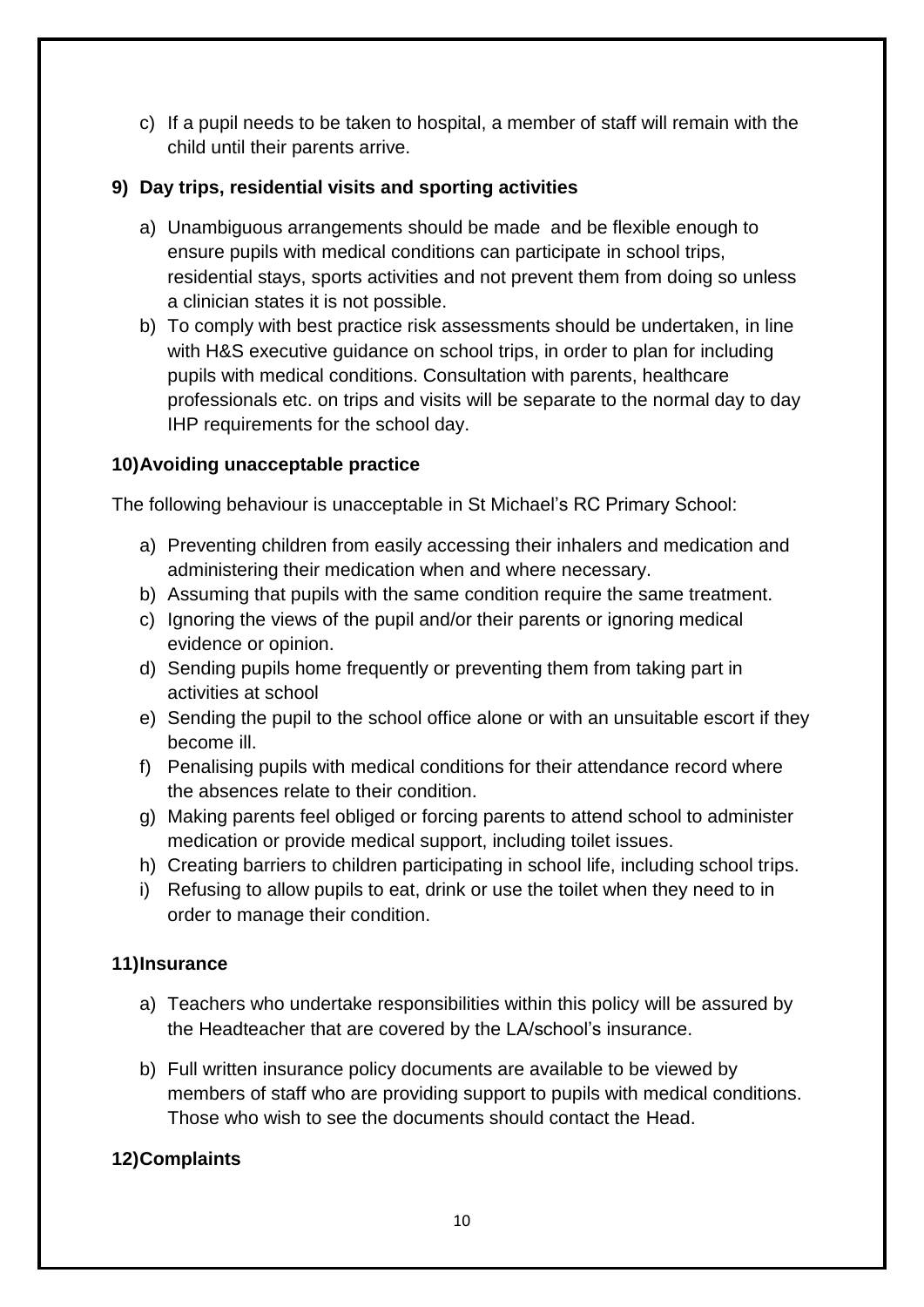c) If a pupil needs to be taken to hospital, a member of staff will remain with the child until their parents arrive.

### 9) Day trips, residential visits and sporting activities

a) Unambiguous arrangements should be made and be flexible enough to ensure pupils with medical conditions can participate in school trips, residential stays, sports activities and not prevent them from doing so unless a clinician states it is not possible.

b) To comply with best practice risk assessments should be undertaken, in line with H&S executive guidance on school trips, in order to plan for including pupils with medical conditions. Consultation with parents, healthcare professionals etc. on trips and visits will be separate to the normal day to day IHP requirements for the school day.

### 10) Avoiding unacceptable practice

The following behaviour is unacceptable in St Michael's RC Primary School:

a) Preventing children from easily accessing their inhalers and medication and administering their medication when and where necessary.
b) Assuming that pupils with the same condition require the same treatment.
c) Ignoring the views of the pupil and/or their parents or ignoring medical evidence or opinion.
d) Sending pupils home frequently or preventing them from taking part in activities at school
e) Sending the pupil to the school office alone or with an unsuitable escort if they become ill.
f) Penalising pupils with medical conditions for their attendance record where the absences relate to their condition.
g) Making parents feel obliged or forcing parents to attend school to administer medication or provide medical support, including toilet issues.
h) Creating barriers to children participating in school life, including school trips.
i) Refusing to allow pupils to eat, drink or use the toilet when they need to in order to manage their condition.

### 11) Insurance

a) Teachers who undertake responsibilities within this policy will be assured by the Headteacher that are covered by the LA/school's insurance.

b) Full written insurance policy documents are available to be viewed by members of staff who are providing support to pupils with medical conditions. Those who wish to see the documents should contact the Head.

### 12) Complaints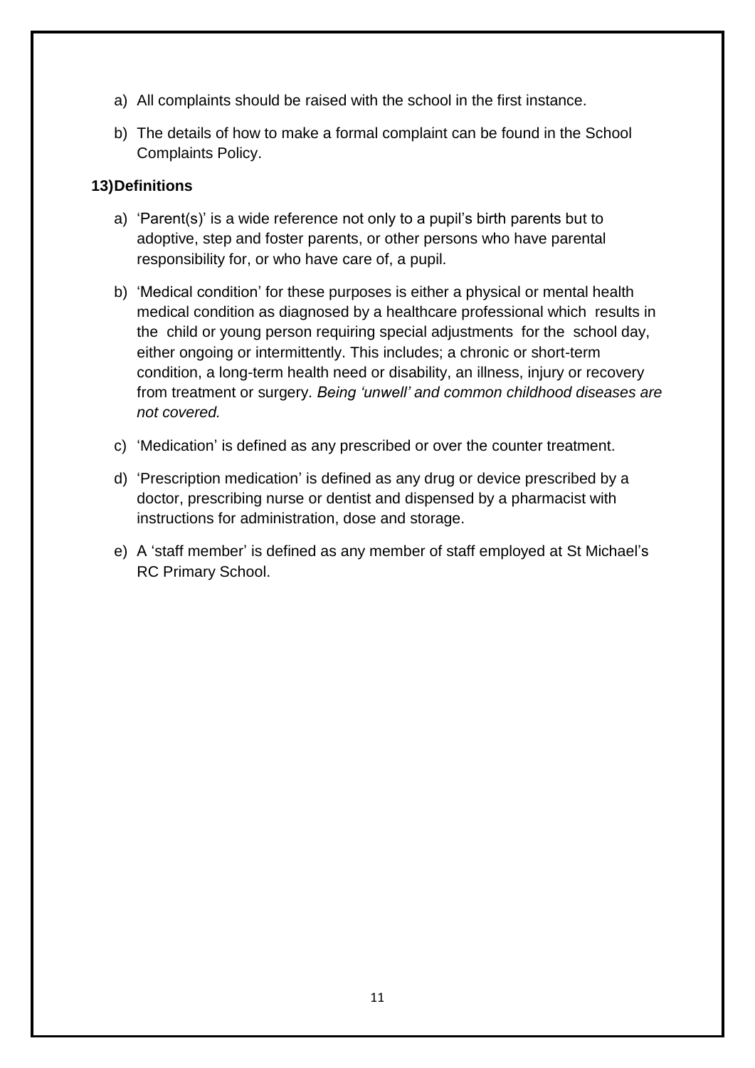a) All complaints should be raised with the school in the first instance.

b) The details of how to make a formal complaint can be found in the School Complaints Policy.

**13) Definitions**

a) 'Parent(s)' is a wide reference not only to a pupil's birth parents but to adoptive, step and foster parents, or other persons who have parental responsibility for, or who have care of, a pupil.

b) 'Medical condition' for these purposes is either a physical or mental health medical condition as diagnosed by a healthcare professional which results in the child or young person requiring special adjustments for the school day, either ongoing or intermittently. This includes; a chronic or short-term condition, a long-term health need or disability, an illness, injury or recovery from treatment or surgery. *Being 'unwell' and common childhood diseases are not covered.*

c) 'Medication' is defined as any prescribed or over the counter treatment.

d) 'Prescription medication' is defined as any drug or device prescribed by a doctor, prescribing nurse or dentist and dispensed by a pharmacist with instructions for administration, dose and storage.

e) A 'staff member' is defined as any member of staff employed at St Michael's RC Primary School.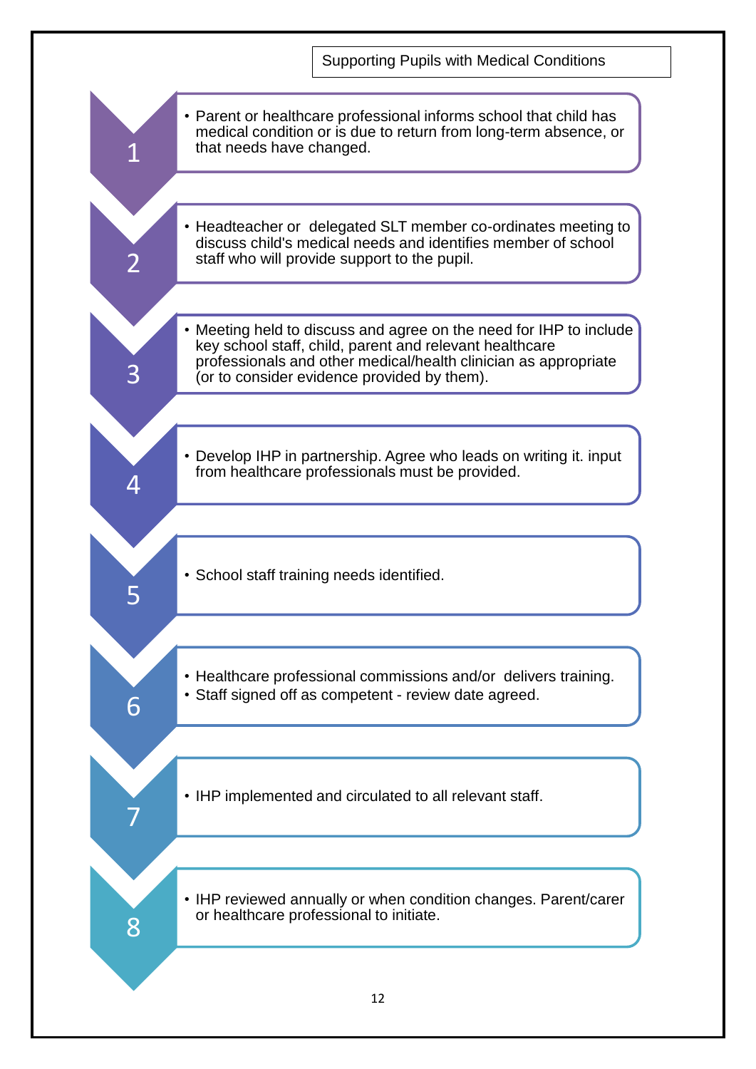# Supporting Pupils with Medical Conditions

1. Parent or healthcare professional informs school that child has medical condition or is due to return from long-term absence, or that needs have changed.

2. Headteacher or delegated SLT member co-ordinates meeting to discuss child's medical needs and identifies member of school staff who will provide support to the pupil.

3. Meeting held to discuss and agree on the need for IHP to include key school staff, child, parent and relevant healthcare professionals and other medical/health clinician as appropriate (or to consider evidence provided by them).

4. Develop IHP in partnership. Agree who leads on writing it. input from healthcare professionals must be provided.

5. School staff training needs identified.

6. - Healthcare professional commissions and/or delivers training.
   - Staff signed off as competent - review date agreed.

7. IHP implemented and circulated to all relevant staff.

8. IHP reviewed annually or when condition changes. Parent/carer or healthcare professional to initiate.